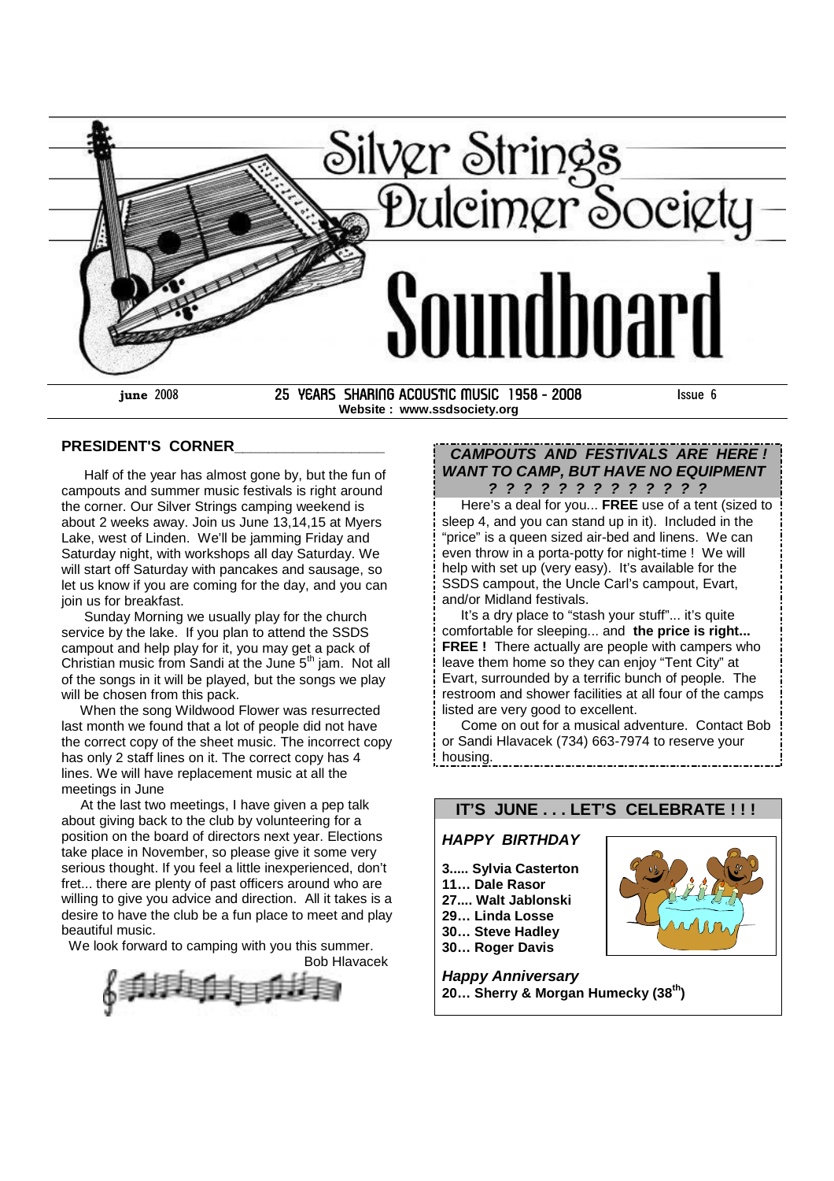# Silver Strings Dulcimer Society

# Soundboard

**june** 2008 | 25 YEARS SHARING ACOUSTIC MUSIC 1958 - 2008 | Issue 6

**Website : www.ssdsociety.org**

## PRESIDENT'S CORNER

Half of the year has almost gone by, but the fun of campouts and summer music festivals is right around the corner. Our Silver Strings camping weekend is about 2 weeks away. Join us June 13,14,15 at Myers Lake, west of Linden. We'll be jamming Friday and Saturday night, with workshops all day Saturday. We will start off Saturday with pancakes and sausage, so let us know if you are coming for the day, and you can join us for breakfast.

Sunday Morning we usually play for the church service by the lake. If you plan to attend the SSDS campout and help play for it, you may get a pack of Christian music from Sandi at the June 5th jam. Not all of the songs in it will be played, but the songs we play will be chosen from this pack.

When the song Wildwood Flower was resurrected last month we found that a lot of people did not have the correct copy of the sheet music. The incorrect copy has only 2 staff lines on it. The correct copy has 4 lines. We will have replacement music at all the meetings in June

At the last two meetings, I have given a pep talk about giving back to the club by volunteering for a position on the board of directors next year. Elections take place in November, so please give it some very serious thought. If you feel a little inexperienced, don't fret... there are plenty of past officers around who are willing to give you advice and direction. All it takes is a desire to have the club be a fun place to meet and play beautiful music.

We look forward to camping with you this summer.

Bob Hlavacek

## *CAMPOUTS AND FESTIVALS ARE HERE ! WANT TO CAMP, BUT HAVE NO EQUIPMENT ? ? ? ? ? ? ? ? ? ? ? ? ? ?*

Here's a deal for you... **FREE** use of a tent (sized to sleep 4, and you can stand up in it). Included in the "price" is a queen sized air-bed and linens. We can even throw in a porta-potty for night-time ! We will help with set up (very easy). It's available for the SSDS campout, the Uncle Carl's campout, Evart, and/or Midland festivals.

It's a dry place to "stash your stuff"... it's quite comfortable for sleeping... and **the price is right... FREE !** There actually are people with campers who leave them home so they can enjoy "Tent City" at Evart, surrounded by a terrific bunch of people. The restroom and shower facilities at all four of the camps listed are very good to excellent.

Come on out for a musical adventure. Contact Bob or Sandi Hlavacek (734) 663-7974 to reserve your housing.

## IT'S JUNE . . . LET'S CELEBRATE ! ! !

***HAPPY BIRTHDAY***

**3..... Sylvia Casterton**
**11… Dale Rasor**
**27.... Walt Jablonski**
**29… Linda Losse**
**30… Steve Hadley**
**30… Roger Davis**

***Happy Anniversary***

**20… Sherry & Morgan Humecky (38th)**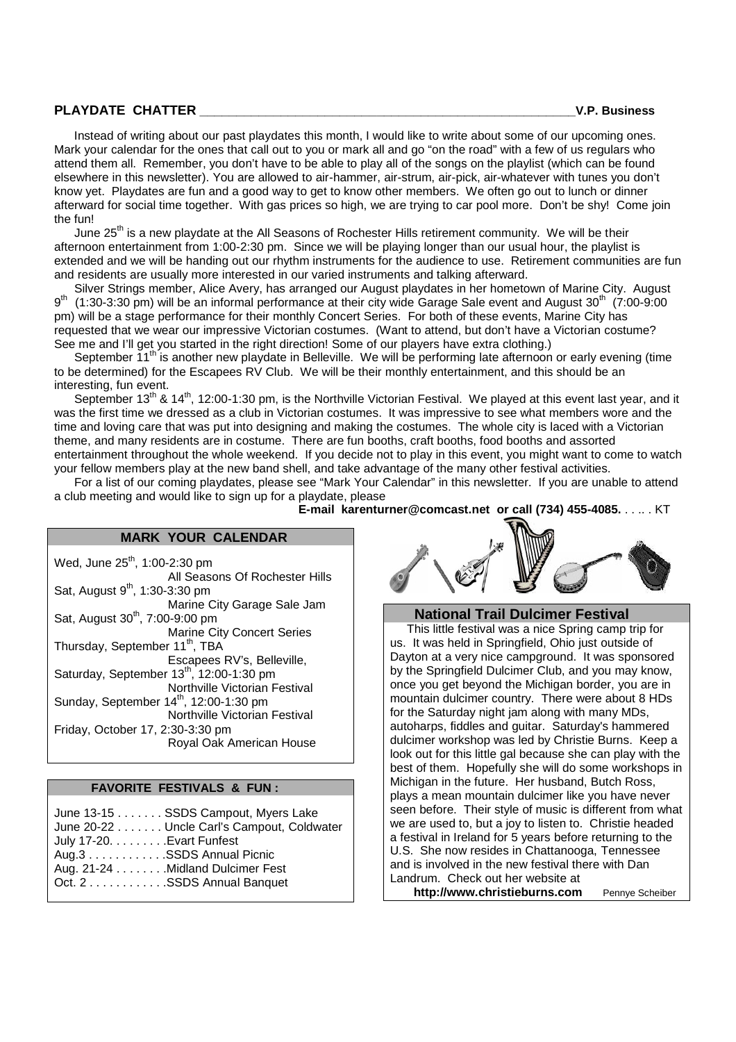## PLAYDATE CHATTER

**V.P. Business**

Instead of writing about our past playdates this month, I would like to write about some of our upcoming ones. Mark your calendar for the ones that call out to you or mark all and go "on the road" with a few of us regulars who attend them all. Remember, you don't have to be able to play all of the songs on the playlist (which can be found elsewhere in this newsletter). You are allowed to air-hammer, air-strum, air-pick, air-whatever with tunes you don't know yet. Playdates are fun and a good way to get to know other members. We often go out to lunch or dinner afterward for social time together. With gas prices so high, we are trying to car pool more. Don't be shy! Come join the fun!

June 25th is a new playdate at the All Seasons of Rochester Hills retirement community. We will be their afternoon entertainment from 1:00-2:30 pm. Since we will be playing longer than our usual hour, the playlist is extended and we will be handing out our rhythm instruments for the audience to use. Retirement communities are fun and residents are usually more interested in our varied instruments and talking afterward.

Silver Strings member, Alice Avery, has arranged our August playdates in her hometown of Marine City. August 9th (1:30-3:30 pm) will be an informal performance at their city wide Garage Sale event and August 30th (7:00-9:00 pm) will be a stage performance for their monthly Concert Series. For both of these events, Marine City has requested that we wear our impressive Victorian costumes. (Want to attend, but don't have a Victorian costume? See me and I'll get you started in the right direction! Some of our players have extra clothing.)

September 11th is another new playdate in Belleville. We will be performing late afternoon or early evening (time to be determined) for the Escapees RV Club. We will be their monthly entertainment, and this should be an interesting, fun event.

September 13th & 14th, 12:00-1:30 pm, is the Northville Victorian Festival. We played at this event last year, and it was the first time we dressed as a club in Victorian costumes. It was impressive to see what members wore and the time and loving care that was put into designing and making the costumes. The whole city is laced with a Victorian theme, and many residents are in costume. There are fun booths, craft booths, food booths and assorted entertainment throughout the whole weekend. If you decide not to play in this event, you might want to come to watch your fellow members play at the new band shell, and take advantage of the many other festival activities.

For a list of our coming playdates, please see "Mark Your Calendar" in this newsletter. If you are unable to attend a club meeting and would like to sign up for a playdate, please

**E-mail karenturner@comcast.net or call (734) 455-4085.** . . .. . KT

### MARK YOUR CALENDAR

Wed, June 25th, 1:00-2:30 pm
All Seasons Of Rochester Hills

Sat, August 9th, 1:30-3:30 pm
Marine City Garage Sale Jam

Sat, August 30th, 7:00-9:00 pm
Marine City Concert Series

Thursday, September 11th, TBA
Escapees RV's, Belleville,

Saturday, September 13th, 12:00-1:30 pm
Northville Victorian Festival

Sunday, September 14th, 12:00-1:30 pm
Northville Victorian Festival

Friday, October 17, 2:30-3:30 pm
Royal Oak American House

### FAVORITE FESTIVALS & FUN :

June 13-15 . . . . . . . SSDS Campout, Myers Lake
June 20-22 . . . . . . . Uncle Carl's Campout, Coldwater
July 17-20. . . . . . . . .Evart Funfest
Aug.3 . . . . . . . . . . . .SSDS Annual Picnic
Aug. 21-24 . . . . . . . .Midland Dulcimer Fest
Oct. 2 . . . . . . . . . . . .SSDS Annual Banquet

### National Trail Dulcimer Festival

This little festival was a nice Spring camp trip for us. It was held in Springfield, Ohio just outside of Dayton at a very nice campground. It was sponsored by the Springfield Dulcimer Club, and you may know, once you get beyond the Michigan border, you are in mountain dulcimer country. There were about 8 HDs for the Saturday night jam along with many MDs, autoharps, fiddles and guitar. Saturday's hammered dulcimer workshop was led by Christie Burns. Keep a look out for this little gal because she can play with the best of them. Hopefully she will do some workshops in Michigan in the future. Her husband, Butch Ross, plays a mean mountain dulcimer like you have never seen before. Their style of music is different from what we are used to, but a joy to listen to. Christie headed a festival in Ireland for 5 years before returning to the U.S. She now resides in Chattanooga, Tennessee and is involved in the new festival there with Dan Landrum. Check out her website at

**http://www.christieburns.com** Pennye Scheiber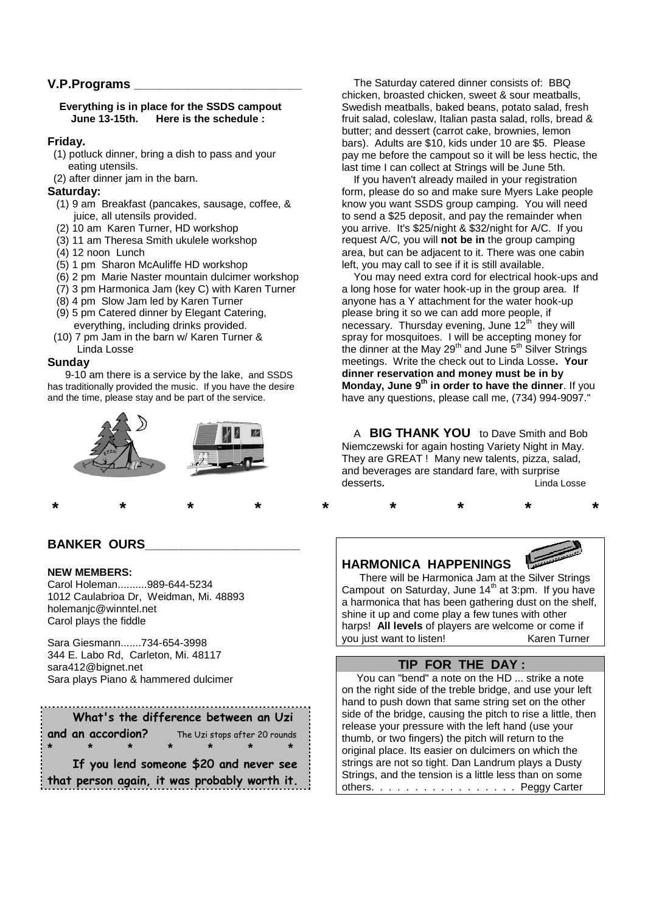## V.P.Programs

**Everything is in place for the SSDS campout June 13-15th. Here is the schedule :**

### Friday.

(1) potluck dinner, bring a dish to pass and your eating utensils.
(2) after dinner jam in the barn.

### Saturday:

(1) 9 am Breakfast (pancakes, sausage, coffee, & juice, all utensils provided.
(2) 10 am Karen Turner, HD workshop
(3) 11 am Theresa Smith ukulele workshop
(4) 12 noon Lunch
(5) 1 pm Sharon McAuliffe HD workshop
(6) 2 pm Marie Naster mountain dulcimer workshop
(7) 3 pm Harmonica Jam (key C) with Karen Turner
(8) 4 pm Slow Jam led by Karen Turner
(9) 5 pm Catered dinner by Elegant Catering, everything, including drinks provided.
(10) 7 pm Jam in the barn w/ Karen Turner & Linda Losse

### Sunday

9-10 am there is a service by the lake, and SSDS has traditionally provided the music. If you have the desire and the time, please stay and be part of the service.

The Saturday catered dinner consists of: BBQ chicken, broasted chicken, sweet & sour meatballs, Swedish meatballs, baked beans, potato salad, fresh fruit salad, coleslaw, Italian pasta salad, rolls, bread & butter; and dessert (carrot cake, brownies, lemon bars). Adults are $10, kids under 10 are $5. Please pay me before the campout so it will be less hectic, the last time I can collect at Strings will be June 5th.

If you haven't already mailed in your registration form, please do so and make sure Myers Lake people know you want SSDS group camping. You will need to send a $25 deposit, and pay the remainder when you arrive. It's $25/night & $32/night for A/C. If you request A/C, you will **not be in** the group camping area, but can be adjacent to it. There was one cabin left, you may call to see if it is still available.

You may need extra cord for electrical hook-ups and a long hose for water hook-up in the group area. If anyone has a Y attachment for the water hook-up please bring it so we can add more people, if necessary. Thursday evening, June 12th they will spray for mosquitoes. I will be accepting money for the dinner at the May 29th and June 5th Silver Strings meetings. Write the check out to Linda Losse**. Your dinner reservation and money must be in by Monday, June 9th in order to have the dinner**. If you have any questions, please call me, (734) 994-9097."

A **BIG THANK YOU** to Dave Smith and Bob Niemczewski for again hosting Variety Night in May. They are GREAT ! Many new talents, pizza, salad, and beverages are standard fare, with surprise desserts**.** Linda Losse

\* \* \* \* \* \* \* \* \*

## BANKER OURS

**NEW MEMBERS:**

Carol Holeman..........989-644-5234
1012 Caulabrioa Dr, Weidman, Mi. 48893
holemanjc@winntel.net
Carol plays the fiddle

Sara Giesmann.......734-654-3998
344 E. Labo Rd, Carleton, Mi. 48117
sara412@bignet.net
Sara plays Piano & hammered dulcimer

**What's the difference between an Uzi and an accordion?** The Uzi stops after 20 rounds

\* \* \* \* \* \* \*

**If you lend someone $20 and never see that person again, it was probably worth it.**

## HARMONICA HAPPENINGS

There will be Harmonica Jam at the Silver Strings Campout on Saturday, June 14th at 3:pm. If you have a harmonica that has been gathering dust on the shelf, shine it up and come play a few tunes with other harps! **All levels** of players are welcome or come if you just want to listen! Karen Turner

## TIP FOR THE DAY :

You can "bend" a note on the HD ... strike a note on the right side of the treble bridge, and use your left hand to push down that same string set on the other side of the bridge, causing the pitch to rise a little, then release your pressure with the left hand (use your thumb, or two fingers) the pitch will return to the original place. Its easier on dulcimers on which the strings are not so tight. Dan Landrum plays a Dusty Strings, and the tension is a little less than on some others. . . . . . . . . . . . . . . . . Peggy Carter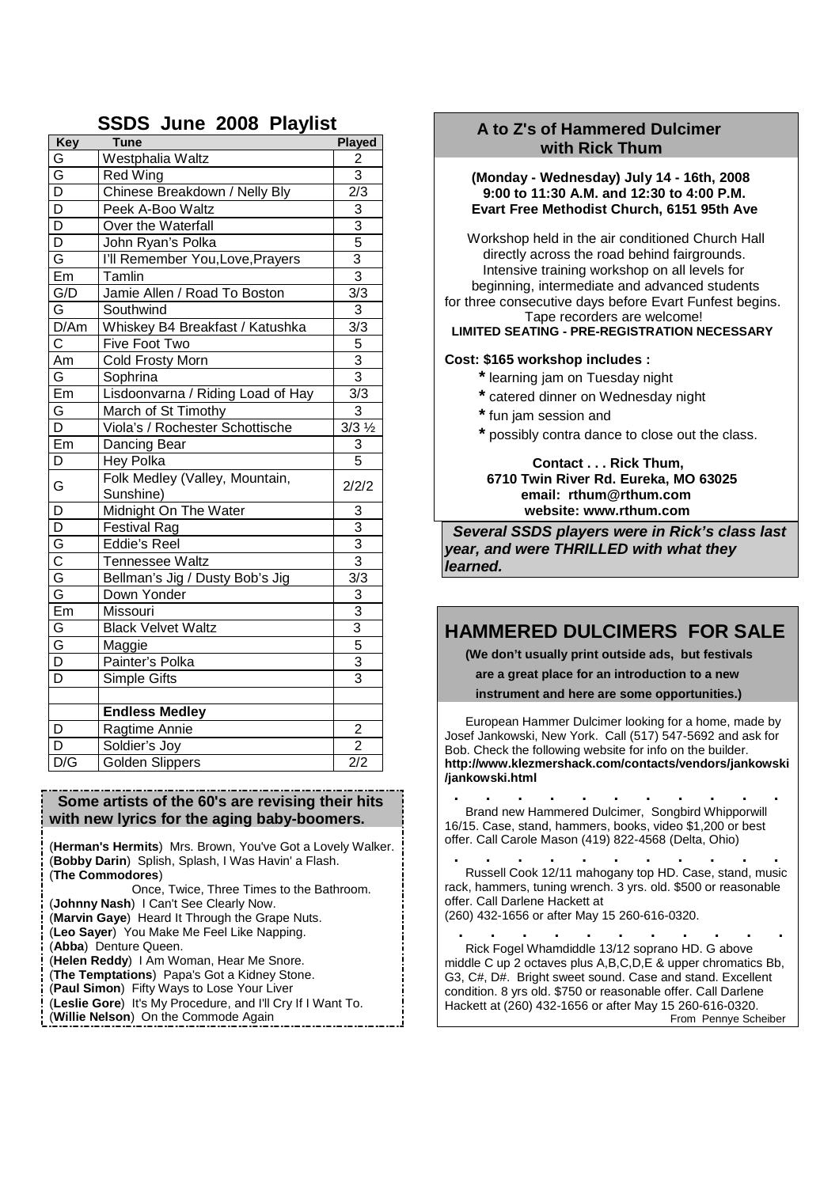## SSDS June 2008 Playlist

| Key | Tune | Played |
|---|---|---|
| G | Westphalia Waltz | 2 |
| G | Red Wing | 3 |
| D | Chinese Breakdown / Nelly Bly | 2/3 |
| D | Peek A-Boo Waltz | 3 |
| D | Over the Waterfall | 3 |
| D | John Ryan's Polka | 5 |
| G | I'll Remember You,Love,Prayers | 3 |
| Em | Tamlin | 3 |
| G/D | Jamie Allen / Road To Boston | 3/3 |
| G | Southwind | 3 |
| D/Am | Whiskey B4 Breakfast / Katushka | 3/3 |
| C | Five Foot Two | 5 |
| Am | Cold Frosty Morn | 3 |
| G | Sophrina | 3 |
| Em | Lisdoonvarna / Riding Load of Hay | 3/3 |
| G | March of St Timothy | 3 |
| D | Viola's / Rochester Schottische | 3/3 ½ |
| Em | Dancing Bear | 3 |
| D | Hey Polka | 5 |
| G | Folk Medley (Valley, Mountain, Sunshine) | 2/2/2 |
| D | Midnight On The Water | 3 |
| D | Festival Rag | 3 |
| G | Eddie's Reel | 3 |
| C | Tennessee Waltz | 3 |
| G | Bellman's Jig / Dusty Bob's Jig | 3/3 |
| G | Down Yonder | 3 |
| Em | Missouri | 3 |
| G | Black Velvet Waltz | 3 |
| G | Maggie | 5 |
| D | Painter's Polka | 3 |
| D | Simple Gifts | 3 |
| | | |
| | **Endless Medley** | |
| D | Ragtime Annie | 2 |
| D | Soldier's Joy | 2 |
| D/G | Golden Slippers | 2/2 |

**Some artists of the 60's are revising their hits with new lyrics for the aging baby-boomers.**

(**Herman's Hermits**) Mrs. Brown, You've Got a Lovely Walker.
(**Bobby Darin**) Splish, Splash, I Was Havin' a Flash.
(**The Commodores**) Once, Twice, Three Times to the Bathroom.
(**Johnny Nash**) I Can't See Clearly Now.
(**Marvin Gaye**) Heard It Through the Grape Nuts.
(**Leo Sayer**) You Make Me Feel Like Napping.
(**Abba**) Denture Queen.
(**Helen Reddy**) I Am Woman, Hear Me Snore.
(**The Temptations**) Papa's Got a Kidney Stone.
(**Paul Simon**) Fifty Ways to Lose Your Liver
(**Leslie Gore**) It's My Procedure, and I'll Cry If I Want To.
(**Willie Nelson**) On the Commode Again

## A to Z's of Hammered Dulcimer with Rick Thum

**(Monday - Wednesday) July 14 - 16th, 2008**
**9:00 to 11:30 A.M. and 12:30 to 4:00 P.M.**
**Evart Free Methodist Church, 6151 95th Ave**

Workshop held in the air conditioned Church Hall directly across the road behind fairgrounds. Intensive training workshop on all levels for beginning, intermediate and advanced students for three consecutive days before Evart Funfest begins. Tape recorders are welcome!

**LIMITED SEATING - PRE-REGISTRATION NECESSARY**

**Cost: $165 workshop includes :**

- learning jam on Tuesday night
- catered dinner on Wednesday night
- fun jam session and
- possibly contra dance to close out the class.

**Contact . . . Rick Thum,**
**6710 Twin River Rd. Eureka, MO 63025**
**email: rthum@rthum.com**
**website: www.rthum.com**

***Several SSDS players were in Rick's class last year, and were THRILLED with what they learned.***

## HAMMERED DULCIMERS FOR SALE

**(We don't usually print outside ads, but festivals are a great place for an introduction to a new instrument and here are some opportunities.)**

European Hammer Dulcimer looking for a home, made by Josef Jankowski, New York. Call (517) 547-5692 and ask for Bob. Check the following website for info on the builder. **http://www.klezmershack.com/contacts/vendors/jankowski/jankowski.html**

Brand new Hammered Dulcimer, Songbird Whipporwill 16/15. Case, stand, hammers, books, video $1,200 or best offer. Call Carole Mason (419) 822-4568 (Delta, Ohio)

Russell Cook 12/11 mahogany top HD. Case, stand, music rack, hammers, tuning wrench. 3 yrs. old. $500 or reasonable offer. Call Darlene Hackett at (260) 432-1656 or after May 15 260-616-0320.

Rick Fogel Whamdiddle 13/12 soprano HD. G above middle C up 2 octaves plus A,B,C,D,E & upper chromatics Bb, G3, C#, D#. Bright sweet sound. Case and stand. Excellent condition. 8 yrs old. $750 or reasonable offer. Call Darlene Hackett at (260) 432-1656 or after May 15 260-616-0320.

From Pennye Scheiber